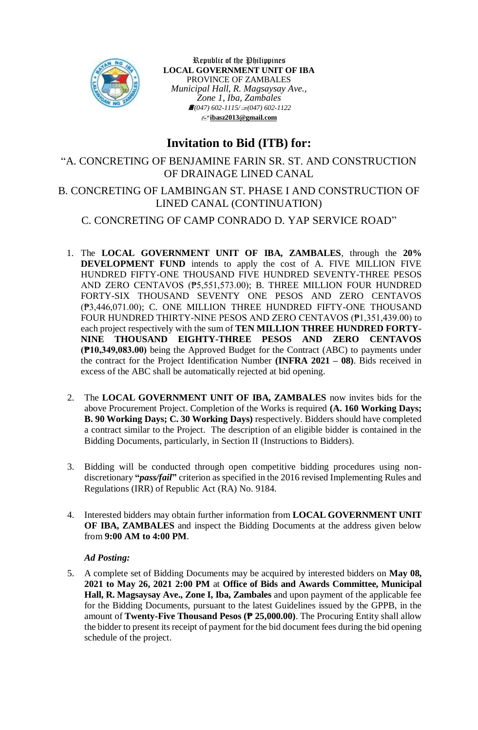Republic of the Philippines
**LOCAL GOVERNMENT UNIT OF IBA**
PROVINCE OF ZAMBALES
*Municipal Hall, R. Magsaysay Ave.,*
*Zone 1, Iba, Zambales*
*(047) 602-1115/ (047) 602-1122*
**ibasz2013@gmail.com**

# Invitation to Bid (ITB) for:

## "A. CONCRETING OF BENJAMINE FARIN SR. ST. AND CONSTRUCTION OF DRAINAGE LINED CANAL

## B. CONCRETING OF LAMBINGAN ST. PHASE I AND CONSTRUCTION OF LINED CANAL (CONTINUATION)

## C. CONCRETING OF CAMP CONRADO D. YAP SERVICE ROAD"

1. The **LOCAL GOVERNMENT UNIT OF IBA, ZAMBALES**, through the **20% DEVELOPMENT FUND** intends to apply the cost of A. FIVE MILLION FIVE HUNDRED FIFTY-ONE THOUSAND FIVE HUNDRED SEVENTY-THREE PESOS AND ZERO CENTAVOS (₱5,551,573.00); B. THREE MILLION FOUR HUNDRED FORTY-SIX THOUSAND SEVENTY ONE PESOS AND ZERO CENTAVOS (₱3,446,071.00); C. ONE MILLION THREE HUNDRED FIFTY-ONE THOUSAND FOUR HUNDRED THIRTY-NINE PESOS AND ZERO CENTAVOS (₱1,351,439.00) to each project respectively with the sum of **TEN MILLION THREE HUNDRED FORTY-NINE THOUSAND EIGHTY-THREE PESOS AND ZERO CENTAVOS (₱10,349,083.00)** being the Approved Budget for the Contract (ABC) to payments under the contract for the Project Identification Number **(INFRA 2021 – 08)**. Bids received in excess of the ABC shall be automatically rejected at bid opening.

2. The **LOCAL GOVERNMENT UNIT OF IBA, ZAMBALES** now invites bids for the above Procurement Project. Completion of the Works is required **(A. 160 Working Days; B. 90 Working Days; C. 30 Working Days)** respectively. Bidders should have completed a contract similar to the Project. The description of an eligible bidder is contained in the Bidding Documents, particularly, in Section II (Instructions to Bidders).

3. Bidding will be conducted through open competitive bidding procedures using non-discretionary **"*pass/fail*"** criterion as specified in the 2016 revised Implementing Rules and Regulations (IRR) of Republic Act (RA) No. 9184.

4. Interested bidders may obtain further information from **LOCAL GOVERNMENT UNIT OF IBA, ZAMBALES** and inspect the Bidding Documents at the address given below from **9:00 AM to 4:00 PM**.

   ***Ad Posting:***

5. A complete set of Bidding Documents may be acquired by interested bidders on **May 08, 2021 to May 26, 2021 2:00 PM** at **Office of Bids and Awards Committee, Municipal Hall, R. Magsaysay Ave., Zone I, Iba, Zambales** and upon payment of the applicable fee for the Bidding Documents, pursuant to the latest Guidelines issued by the GPPB, in the amount of **Twenty-Five Thousand Pesos (₱ 25,000.00)**. The Procuring Entity shall allow the bidder to present its receipt of payment for the bid document fees during the bid opening schedule of the project.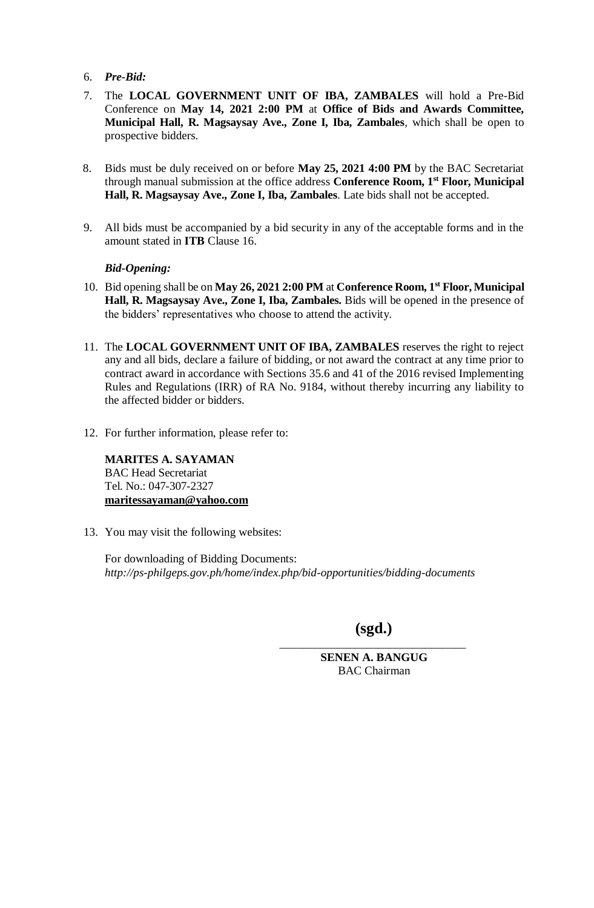6. ***Pre-Bid:***

7. The **LOCAL GOVERNMENT UNIT OF IBA, ZAMBALES** will hold a Pre-Bid Conference on **May 14, 2021 2:00 PM** at **Office of Bids and Awards Committee, Municipal Hall, R. Magsaysay Ave., Zone I, Iba, Zambales**, which shall be open to prospective bidders.

8. Bids must be duly received on or before **May 25, 2021 4:00 PM** by the BAC Secretariat through manual submission at the office address **Conference Room, 1st Floor, Municipal Hall, R. Magsaysay Ave., Zone I, Iba, Zambales**. Late bids shall not be accepted.

9. All bids must be accompanied by a bid security in any of the acceptable forms and in the amount stated in **ITB** Clause 16.

   ***Bid-Opening:***

10. Bid opening shall be on **May 26, 2021 2:00 PM** at **Conference Room, 1st Floor, Municipal Hall, R. Magsaysay Ave., Zone I, Iba, Zambales.** Bids will be opened in the presence of the bidders' representatives who choose to attend the activity.

11. The **LOCAL GOVERNMENT UNIT OF IBA, ZAMBALES** reserves the right to reject any and all bids, declare a failure of bidding, or not award the contract at any time prior to contract award in accordance with Sections 35.6 and 41 of the 2016 revised Implementing Rules and Regulations (IRR) of RA No. 9184, without thereby incurring any liability to the affected bidder or bidders.

12. For further information, please refer to:

    **MARITES A. SAYAMAN**
    BAC Head Secretariat
    Tel. No.: 047-307-2327
    **maritessayaman@yahoo.com**

13. You may visit the following websites:

    For downloading of Bidding Documents:
    *http://ps-philgeps.gov.ph/home/index.php/bid-opportunities/bidding-documents*

**(sgd.)**

**SENEN A. BANGUG**
BAC Chairman